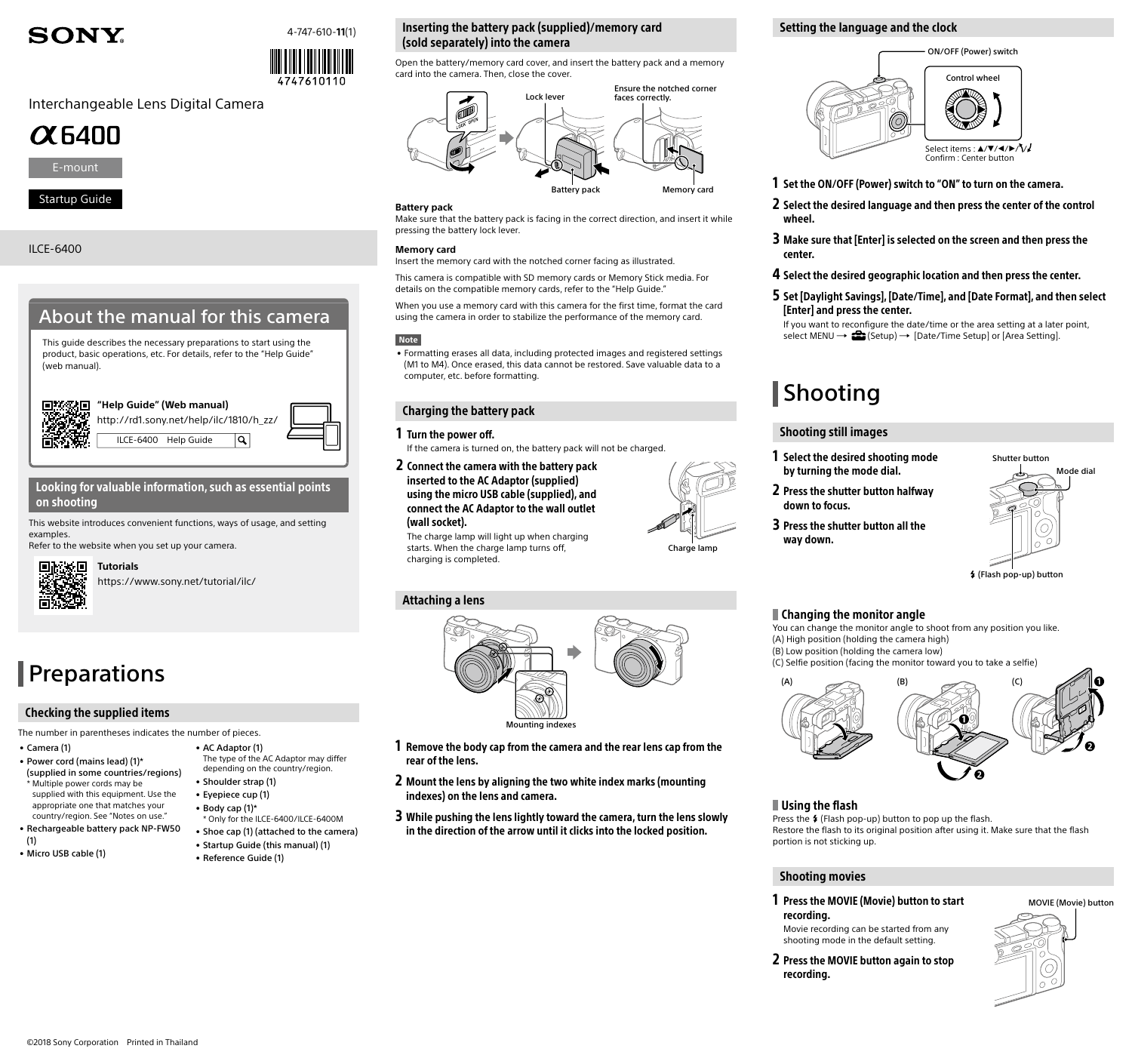SONY

4-747-610-**11**(1)

4747610110

Interchangeable Lens Digital Camera

# α6400

E-mount

Startup Guide

ILCE-6400

## About the manual for this camera

This guide describes the necessary preparations to start using the product, basic operations, etc. For details, refer to the "Help Guide" (web manual).

**"Help Guide" (Web manual)**
http://rd1.sony.net/help/ilc/1810/h_zz/

ILCE-6400 Help Guide

### Looking for valuable information, such as essential points on shooting

This website introduces convenient functions, ways of usage, and setting examples.
Refer to the website when you set up your camera.

**Tutorials**
https://www.sony.net/tutorial/ilc/

# Preparations

## Checking the supplied items

The number in parentheses indicates the number of pieces.

- Camera (1)
- Power cord (mains lead) (1)* (supplied in some countries/regions)
  - \* Multiple power cords may be supplied with this equipment. Use the appropriate one that matches your country/region. See "Notes on use."
- Rechargeable battery pack NP-FW50 (1)
- Micro USB cable (1)
- AC Adaptor (1)
  The type of the AC Adaptor may differ depending on the country/region.
- Shoulder strap (1)
- Eyepiece cup (1)
- Body cap (1)*
  - \* Only for the ILCE-6400/ILCE-6400M
- Shoe cap (1) (attached to the camera)
- Startup Guide (this manual) (1)
- Reference Guide (1)

## Inserting the battery pack (supplied)/memory card (sold separately) into the camera

Open the battery/memory card cover, and insert the battery pack and a memory card into the camera. Then, close the cover.

Lock lever | Ensure the notched corner faces correctly. | Battery pack | Memory card

**Battery pack**
Make sure that the battery pack is facing in the correct direction, and insert it while pressing the battery lock lever.

**Memory card**
Insert the memory card with the notched corner facing as illustrated.

This camera is compatible with SD memory cards or Memory Stick media. For details on the compatible memory cards, refer to the "Help Guide."

When you use a memory card with this camera for the first time, format the card using the camera in order to stabilize the performance of the memory card.

**Note**

- Formatting erases all data, including protected images and registered settings (M1 to M4). Once erased, this data cannot be restored. Save valuable data to a computer, etc. before formatting.

## Charging the battery pack

**1 Turn the power off.**
If the camera is turned on, the battery pack will not be charged.

**2 Connect the camera with the battery pack inserted to the AC Adaptor (supplied) using the micro USB cable (supplied), and connect the AC Adaptor to the wall outlet (wall socket).**
The charge lamp will light up when charging starts. When the charge lamp turns off, charging is completed.

Charge lamp

## Attaching a lens

Mounting indexes

**1 Remove the body cap from the camera and the rear lens cap from the rear of the lens.**

**2 Mount the lens by aligning the two white index marks (mounting indexes) on the lens and camera.**

**3 While pushing the lens lightly toward the camera, turn the lens slowly in the direction of the arrow until it clicks into the locked position.**

## Setting the language and the clock

ON/OFF (Power) switch

Control wheel

Select items : ▲/▼/◀/▶/
Confirm : Center button

**1 Set the ON/OFF (Power) switch to "ON" to turn on the camera.**

**2 Select the desired language and then press the center of the control wheel.**

**3 Make sure that [Enter] is selected on the screen and then press the center.**

**4 Select the desired geographic location and then press the center.**

**5 Set [Daylight Savings], [Date/Time], and [Date Format], and then select [Enter] and press the center.**
If you want to reconfigure the date/time or the area setting at a later point, select MENU → (Setup) → [Date/Time Setup] or [Area Setting].

# Shooting

## Shooting still images

**1 Select the desired shooting mode by turning the mode dial.**

**2 Press the shutter button halfway down to focus.**

**3 Press the shutter button all the way down.**

Shutter button | Mode dial | (Flash pop-up) button

### Changing the monitor angle

You can change the monitor angle to shoot from any position you like.
(A) High position (holding the camera high)
(B) Low position (holding the camera low)
(C) Selfie position (facing the monitor toward you to take a selfie)

### Using the flash

Press the (Flash pop-up) button to pop up the flash.
Restore the flash to its original position after using it. Make sure that the flash portion is not sticking up.

## Shooting movies

**1 Press the MOVIE (Movie) button to start recording.**
Movie recording can be started from any shooting mode in the default setting.

**2 Press the MOVIE button again to stop recording.**

MOVIE (Movie) button

©2018 Sony Corporation Printed in Thailand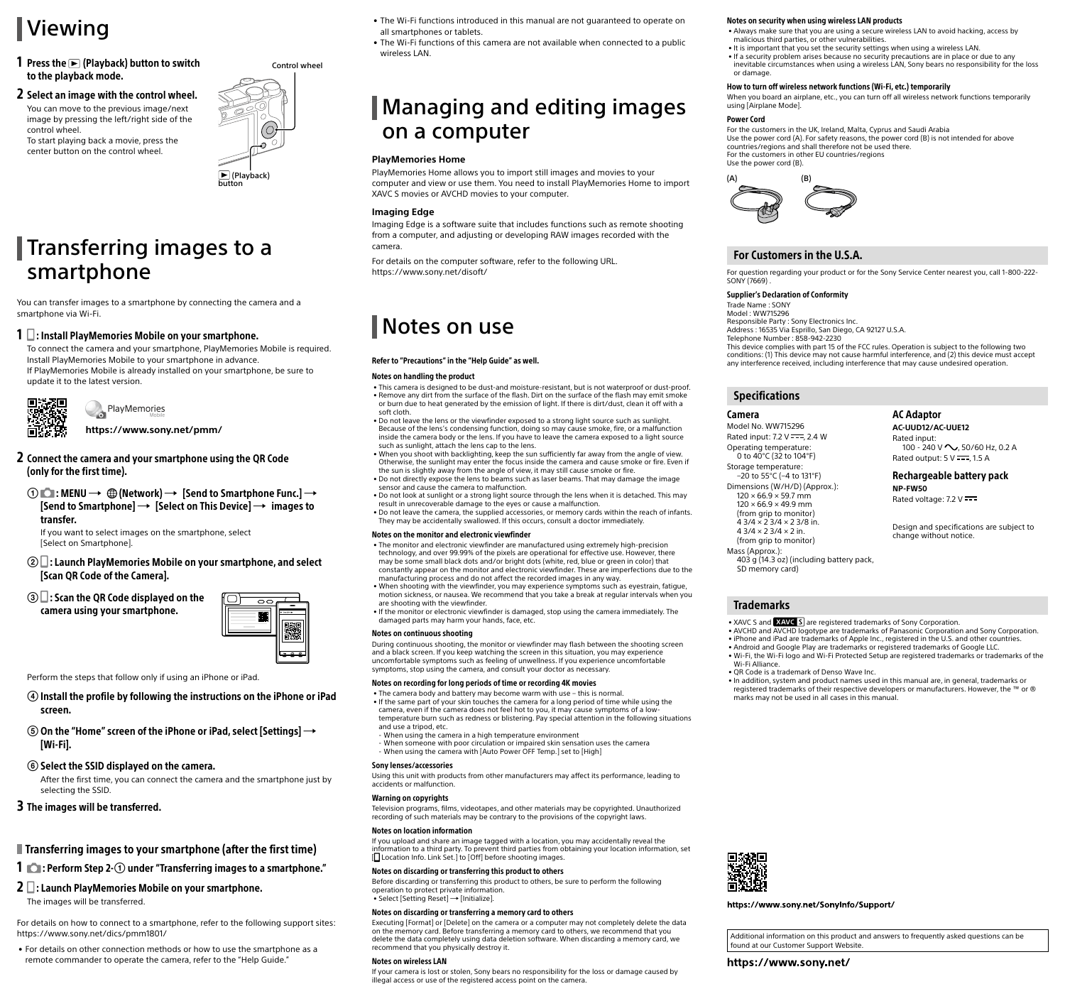# Viewing

**1 Press the ▶ (Playback) button to switch to the playback mode.**

**2 Select an image with the control wheel.**

You can move to the previous image/next image by pressing the left/right side of the control wheel.
To start playing back a movie, press the center button on the control wheel.

Control wheel

▶ (Playback) button

# Transferring images to a smartphone

You can transfer images to a smartphone by connecting the camera and a smartphone via Wi-Fi.

**1 : Install PlayMemories Mobile on your smartphone.**

To connect the camera and your smartphone, PlayMemories Mobile is required. Install PlayMemories Mobile to your smartphone in advance.
If PlayMemories Mobile is already installed on your smartphone, be sure to update it to the latest version.

PlayMemories Mobile

**https://www.sony.net/pmm/**

**2 Connect the camera and your smartphone using the QR Code (only for the first time).**

**① : MENU → (Network) → [Send to Smartphone Func.] → [Send to Smartphone] → [Select on This Device] → images to transfer.**

If you want to select images on the smartphone, select [Select on Smartphone].

**② : Launch PlayMemories Mobile on your smartphone, and select [Scan QR Code of the Camera].**

**③ : Scan the QR Code displayed on the camera using your smartphone.**

Perform the steps that follow only if using an iPhone or iPad.

**④ Install the profile by following the instructions on the iPhone or iPad screen.**

**⑤ On the "Home" screen of the iPhone or iPad, select [Settings] → [Wi-Fi].**

**⑥ Select the SSID displayed on the camera.**

After the first time, you can connect the camera and the smartphone just by selecting the SSID.

**3 The images will be transferred.**

## Transferring images to your smartphone (after the first time)

**1 : Perform Step 2-① under "Transferring images to a smartphone."**

**2 : Launch PlayMemories Mobile on your smartphone.**

The images will be transferred.

For details on how to connect to a smartphone, refer to the following support sites:
https://www.sony.net/dics/pmm1801/

- For details on other connection methods or how to use the smartphone as a remote commander to operate the camera, refer to the "Help Guide."
- The Wi-Fi functions introduced in this manual are not guaranteed to operate on all smartphones or tablets.
- The Wi-Fi functions of this camera are not available when connected to a public wireless LAN.

# Managing and editing images on a computer

### PlayMemories Home

PlayMemories Home allows you to import still images and movies to your computer and view or use them. You need to install PlayMemories Home to import XAVC S movies or AVCHD movies to your computer.

### Imaging Edge

Imaging Edge is a software suite that includes functions such as remote shooting from a computer, and adjusting or developing RAW images recorded with the camera.

For details on the computer software, refer to the following URL.
https://www.sony.net/disoft/

# Notes on use

**Refer to "Precautions" in the "Help Guide" as well.**

**Notes on handling the product**

- This camera is designed to be dust-and moisture-resistant, but is not waterproof or dust-proof.
- Remove any dirt from the surface of the flash. Dirt on the surface of the flash may emit smoke or burn due to heat generated by the emission of light. If there is dirt/dust, clean it off with a soft cloth.
- Do not leave the lens or the viewfinder exposed to a strong light source such as sunlight. Because of the lens's condensing function, doing so may cause smoke, fire, or a malfunction inside the camera body or the lens. If you have to leave the camera exposed to a light source such as sunlight, attach the lens cap to the lens.
- When you shoot with backlighting, keep the sun sufficiently far away from the angle of view. Otherwise, the sunlight may enter the focus inside the camera and cause smoke or fire. Even if the sun is slightly away from the angle of view, it may still cause smoke or fire.
- Do not directly expose the lens to beams such as laser beams. That may damage the image sensor and cause the camera to malfunction.
- Do not look at sunlight or a strong light source through the lens when it is detached. This may result in unrecoverable damage to the eyes or cause a malfunction.
- Do not leave the camera, the supplied accessories, or memory cards within the reach of infants. They may be accidentally swallowed. If this occurs, consult a doctor immediately.

**Notes on the monitor and electronic viewfinder**

- The monitor and electronic viewfinder are manufactured using extremely high-precision technology, and over 99.99% of the pixels are operational for effective use. However, there may be some small black dots and/or bright dots (white, red, blue or green in color) that constantly appear on the monitor and electronic viewfinder. These are imperfections due to the manufacturing process and do not affect the recorded images in any way.
- When shooting with the viewfinder, you may experience symptoms such as eyestrain, fatigue, motion sickness, or nausea. We recommend that you take a break at regular intervals when you are shooting with the viewfinder.
- If the monitor or electronic viewfinder is damaged, stop using the camera immediately. The damaged parts may harm your hands, face, etc.

**Notes on continuous shooting**

During continuous shooting, the monitor or viewfinder may flash between the shooting screen and a black screen. If you keep watching the screen in this situation, you may experience uncomfortable symptoms such as feeling of unwellness. If you experience uncomfortable symptoms, stop using the camera, and consult your doctor as necessary.

**Notes on recording for long periods of time or recording 4K movies**

- The camera body and battery may become warm with use – this is normal.
- If the same part of your skin touches the camera for a long period of time while using the camera, even if the camera does not feel hot to you, it may cause symptoms of a low-temperature burn such as redness or blistering. Pay special attention in the following situations and use a tripod, etc.
  - When using the camera in a high temperature environment
  - When someone with poor circulation or impaired skin sensation uses the camera
  - When using the camera with [Auto Power OFF Temp.] set to [High]

**Sony lenses/accessories**

Using this unit with products from other manufacturers may affect its performance, leading to accidents or malfunction.

**Warning on copyrights**

Television programs, films, videotapes, and other materials may be copyrighted. Unauthorized recording of such materials may be contrary to the provisions of the copyright laws.

**Notes on location information**

If you upload and share an image tagged with a location, you may accidentally reveal the information to a third party. To prevent third parties from obtaining your location information, set [Location Info. Link Set.] to [Off] before shooting images.

**Notes on discarding or transferring this product to others**

Before discarding or transferring this product to others, be sure to perform the following operation to protect private information.
- Select [Setting Reset] → [Initialize].

**Notes on discarding or transferring a memory card to others**

Executing [Format] or [Delete] on the camera or a computer may not completely delete the data on the memory card. Before transferring a memory card to others, we recommend that you delete the data completely using data deletion software. When discarding a memory card, we recommend that you physically destroy it.

**Notes on wireless LAN**

If your camera is lost or stolen, Sony bears no responsibility for the loss or damage caused by illegal access or use of the registered access point on the camera.

**Notes on security when using wireless LAN products**

- Always make sure that you are using a secure wireless LAN to avoid hacking, access by malicious third parties, or other vulnerabilities.
- It is important that you set the security settings when using a wireless LAN.
- If a security problem arises because no security precautions are in place or due to any inevitable circumstances when using a wireless LAN, Sony bears no responsibility for the loss or damage.

**How to turn off wireless network functions (Wi-Fi, etc.) temporarily**

When you board an airplane, etc., you can turn off all wireless network functions temporarily using [Airplane Mode].

**Power Cord**

For the customers in the UK, Ireland, Malta, Cyprus and Saudi Arabia
Use the power cord (A). For safety reasons, the power cord (B) is not intended for above countries/regions and shall therefore not be used there.
For the customers in other EU countries/regions
Use the power cord (B).

(A) (B)

## For Customers in the U.S.A.

For question regarding your product or for the Sony Service Center nearest you, call 1-800-222-SONY (7669) .

**Supplier's Declaration of Conformity**

Trade Name : SONY
Model : WW715296
Responsible Party : Sony Electronics Inc.
Address : 16535 Via Esprillo, San Diego, CA 92127 U.S.A.
Telephone Number : 858-942-2230
This device complies with part 15 of the FCC rules. Operation is subject to the following two conditions: (1) This device may not cause harmful interference, and (2) this device must accept any interference received, including interference that may cause undesired operation.

## Specifications

### Camera

Model No. WW715296
Rated input: 7.2 V ⎓, 2.4 W
Operating temperature: 0 to 40°C (32 to 104°F)
Storage temperature: –20 to 55°C (–4 to 131°F)
Dimensions (W/H/D) (Approx.):
120 × 66.9 × 59.7 mm
120 × 66.9 × 49.9 mm
(from grip to monitor)
4 3/4 × 2 3/4 × 2 3/8 in.
4 3/4 × 2 3/4 × 2 in.
(from grip to monitor)
Mass (Approx.):
403 g (14.3 oz) (including battery pack, SD memory card)

### AC Adaptor

**AC-UUD12/AC-UUE12**

Rated input:
100 - 240 V ∼, 50/60 Hz, 0.2 A
Rated output: 5 V ⎓, 1.5 A

### Rechargeable battery pack

**NP-FW50**

Rated voltage: 7.2 V ⎓

Design and specifications are subject to change without notice.

## Trademarks

- XAVC S and XAVC S are registered trademarks of Sony Corporation.
- AVCHD and AVCHD logotype are trademarks of Panasonic Corporation and Sony Corporation.
- iPhone and iPad are trademarks of Apple Inc., registered in the U.S. and other countries.
- Android and Google Play are trademarks or registered trademarks of Google LLC.
- Wi-Fi, the Wi-Fi logo and Wi-Fi Protected Setup are registered trademarks or trademarks of the Wi-Fi Alliance.
- QR Code is a trademark of Denso Wave Inc.
- In addition, system and product names used in this manual are, in general, trademarks or registered trademarks of their respective developers or manufacturers. However, the ™ or ® marks may not be used in all cases in this manual.

**https://www.sony.net/SonyInfo/Support/**

Additional information on this product and answers to frequently asked questions can be found at our Customer Support Website.

**https://www.sony.net/**